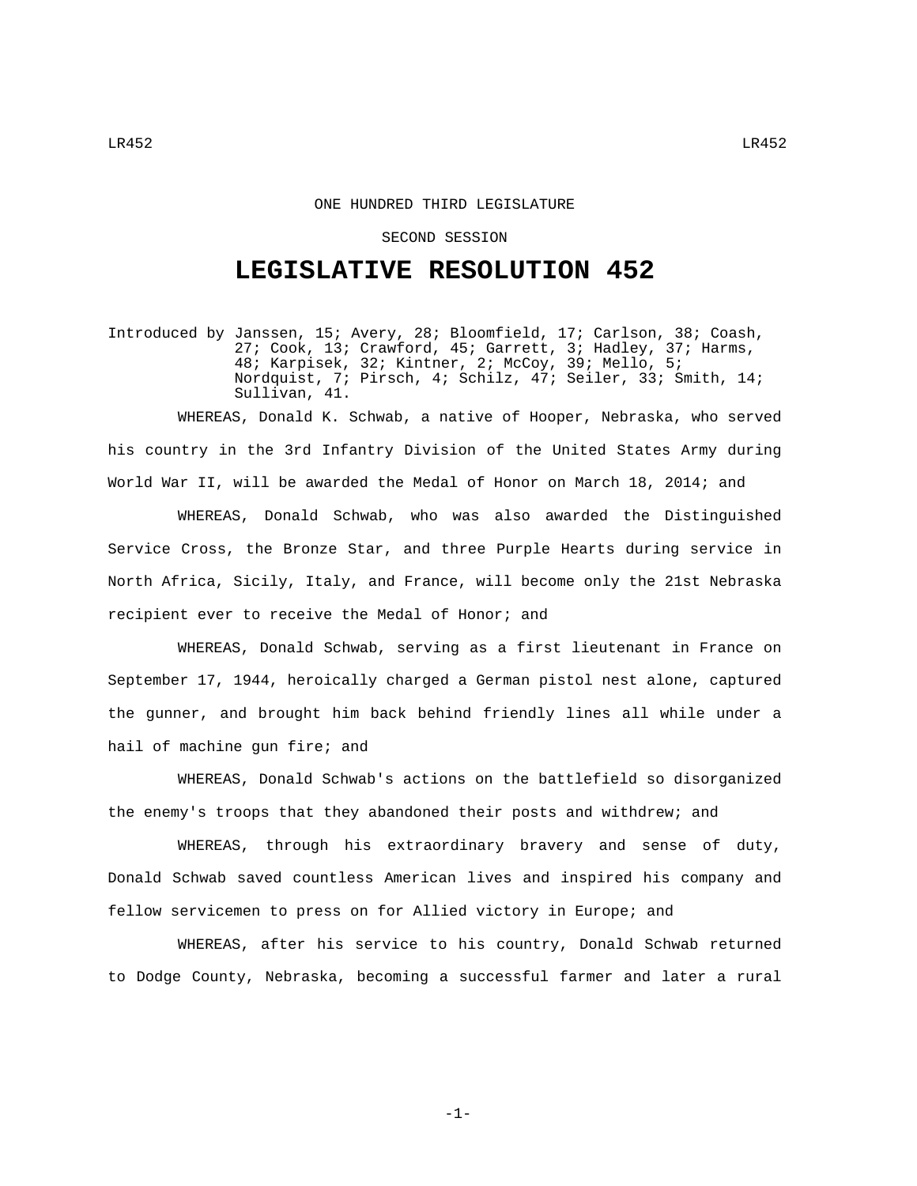ONE HUNDRED THIRD LEGISLATURE

SECOND SESSION

# LEGISLATIVE RESOLUTION 452

Introduced by Janssen, 15; Avery, 28; Bloomfield, 17; Carlson, 38; Coash, 27; Cook, 13; Crawford, 45; Garrett, 3; Hadley, 37; Harms, 48; Karpisek, 32; Kintner, 2; McCoy, 39; Mello, 5; Nordquist, 7; Pirsch, 4; Schilz, 47; Seiler, 33; Smith, 14; Sullivan, 41.

WHEREAS, Donald K. Schwab, a native of Hooper, Nebraska, who served his country in the 3rd Infantry Division of the United States Army during World War II, will be awarded the Medal of Honor on March 18, 2014; and

WHEREAS, Donald Schwab, who was also awarded the Distinguished Service Cross, the Bronze Star, and three Purple Hearts during service in North Africa, Sicily, Italy, and France, will become only the 21st Nebraska recipient ever to receive the Medal of Honor; and

WHEREAS, Donald Schwab, serving as a first lieutenant in France on September 17, 1944, heroically charged a German pistol nest alone, captured the gunner, and brought him back behind friendly lines all while under a hail of machine gun fire; and

WHEREAS, Donald Schwab's actions on the battlefield so disorganized the enemy's troops that they abandoned their posts and withdrew; and

WHEREAS, through his extraordinary bravery and sense of duty, Donald Schwab saved countless American lives and inspired his company and fellow servicemen to press on for Allied victory in Europe; and

WHEREAS, after his service to his country, Donald Schwab returned to Dodge County, Nebraska, becoming a successful farmer and later a rural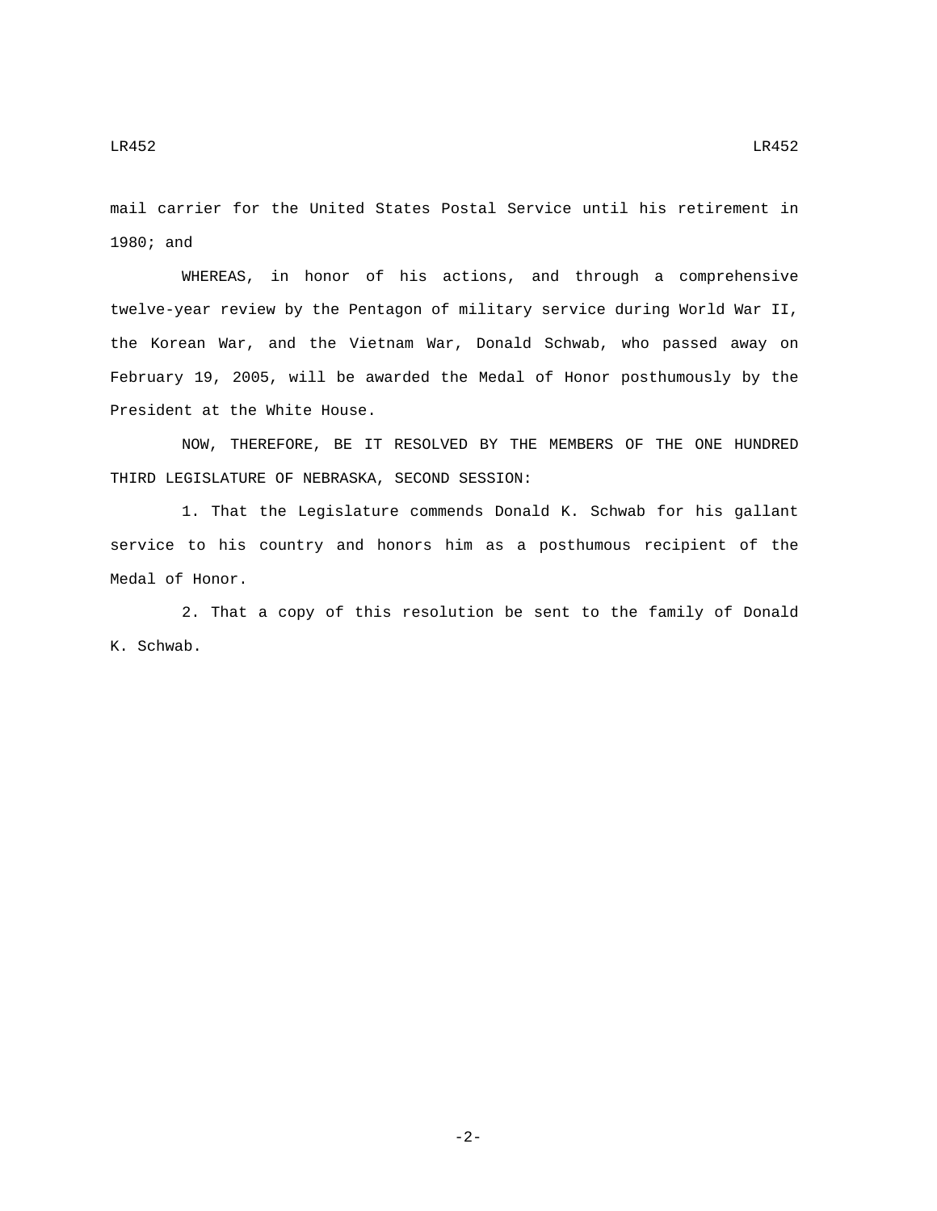mail carrier for the United States Postal Service until his retirement in 1980; and

WHEREAS, in honor of his actions, and through a comprehensive twelve-year review by the Pentagon of military service during World War II, the Korean War, and the Vietnam War, Donald Schwab, who passed away on February 19, 2005, will be awarded the Medal of Honor posthumously by the President at the White House.

NOW, THEREFORE, BE IT RESOLVED BY THE MEMBERS OF THE ONE HUNDRED THIRD LEGISLATURE OF NEBRASKA, SECOND SESSION:

1. That the Legislature commends Donald K. Schwab for his gallant service to his country and honors him as a posthumous recipient of the Medal of Honor.

2. That a copy of this resolution be sent to the family of Donald K. Schwab.